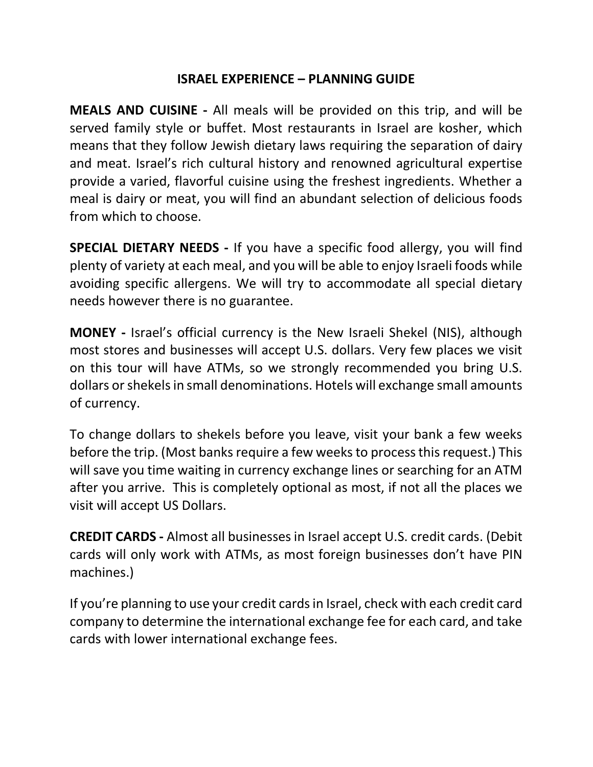# ISRAEL EXPERIENCE – PLANNING GUIDE

**MEALS AND CUISINE -** All meals will be provided on this trip, and will be served family style or buffet. Most restaurants in Israel are kosher, which means that they follow Jewish dietary laws requiring the separation of dairy and meat. Israel's rich cultural history and renowned agricultural expertise provide a varied, flavorful cuisine using the freshest ingredients. Whether a meal is dairy or meat, you will find an abundant selection of delicious foods from which to choose.

**SPECIAL DIETARY NEEDS -** If you have a specific food allergy, you will find plenty of variety at each meal, and you will be able to enjoy Israeli foods while avoiding specific allergens. We will try to accommodate all special dietary needs however there is no guarantee.

**MONEY -** Israel's official currency is the New Israeli Shekel (NIS), although most stores and businesses will accept U.S. dollars. Very few places we visit on this tour will have ATMs, so we strongly recommended you bring U.S. dollars or shekels in small denominations. Hotels will exchange small amounts of currency.

To change dollars to shekels before you leave, visit your bank a few weeks before the trip. (Most banks require a few weeks to process this request.) This will save you time waiting in currency exchange lines or searching for an ATM after you arrive. This is completely optional as most, if not all the places we visit will accept US Dollars.

**CREDIT CARDS -** Almost all businesses in Israel accept U.S. credit cards. (Debit cards will only work with ATMs, as most foreign businesses don't have PIN machines.)

If you're planning to use your credit cards in Israel, check with each credit card company to determine the international exchange fee for each card, and take cards with lower international exchange fees.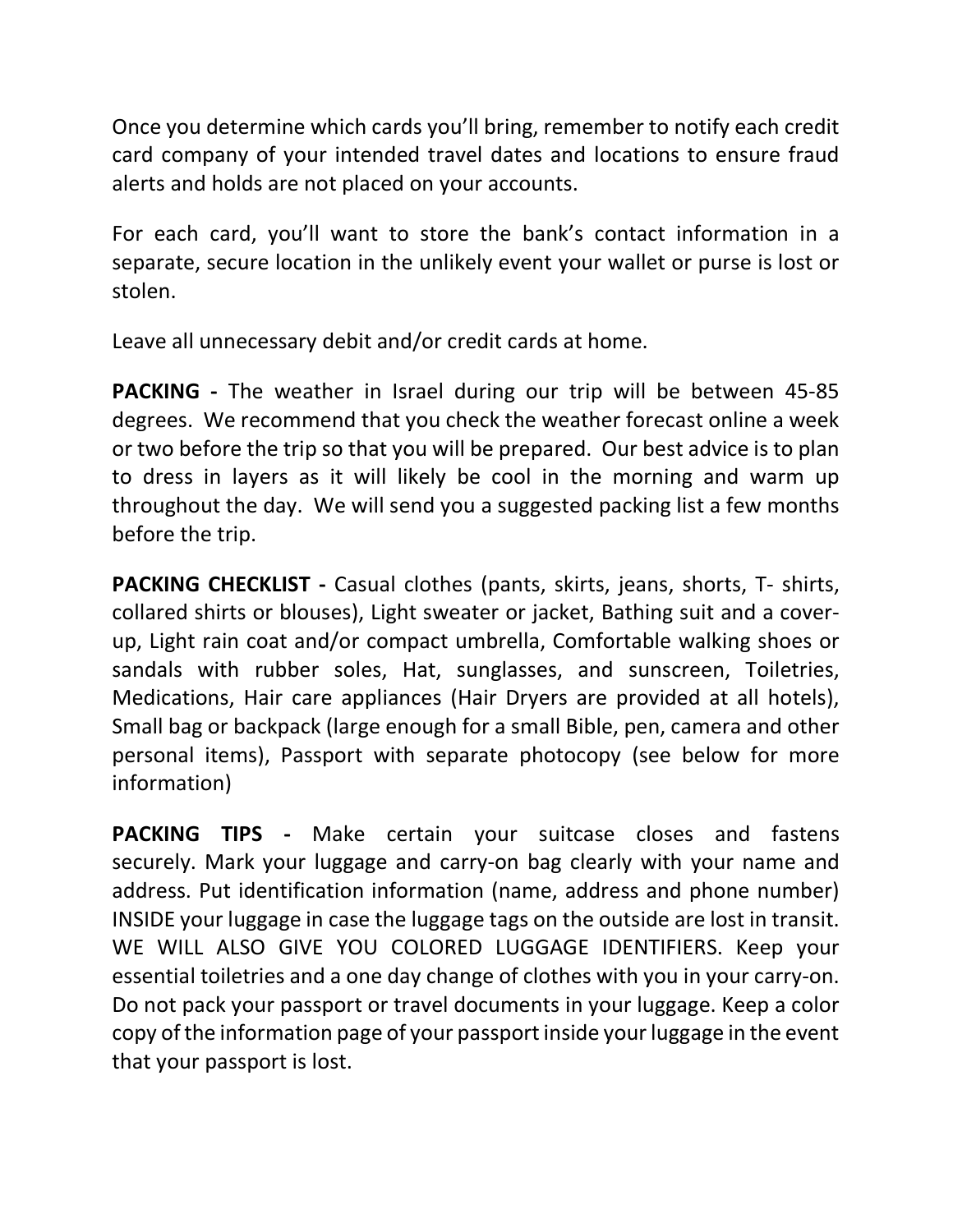Once you determine which cards you'll bring, remember to notify each credit card company of your intended travel dates and locations to ensure fraud alerts and holds are not placed on your accounts.

For each card, you'll want to store the bank's contact information in a separate, secure location in the unlikely event your wallet or purse is lost or stolen.

Leave all unnecessary debit and/or credit cards at home.

**PACKING -** The weather in Israel during our trip will be between 45-85 degrees. We recommend that you check the weather forecast online a week or two before the trip so that you will be prepared. Our best advice is to plan to dress in layers as it will likely be cool in the morning and warm up throughout the day. We will send you a suggested packing list a few months before the trip.

**PACKING CHECKLIST -** Casual clothes (pants, skirts, jeans, shorts, T- shirts, collared shirts or blouses), Light sweater or jacket, Bathing suit and a cover-up, Light rain coat and/or compact umbrella, Comfortable walking shoes or sandals with rubber soles, Hat, sunglasses, and sunscreen, Toiletries, Medications, Hair care appliances (Hair Dryers are provided at all hotels), Small bag or backpack (large enough for a small Bible, pen, camera and other personal items), Passport with separate photocopy (see below for more information)

**PACKING TIPS -** Make certain your suitcase closes and fastens securely. Mark your luggage and carry-on bag clearly with your name and address. Put identification information (name, address and phone number) INSIDE your luggage in case the luggage tags on the outside are lost in transit. WE WILL ALSO GIVE YOU COLORED LUGGAGE IDENTIFIERS. Keep your essential toiletries and a one day change of clothes with you in your carry-on. Do not pack your passport or travel documents in your luggage. Keep a color copy of the information page of your passport inside your luggage in the event that your passport is lost.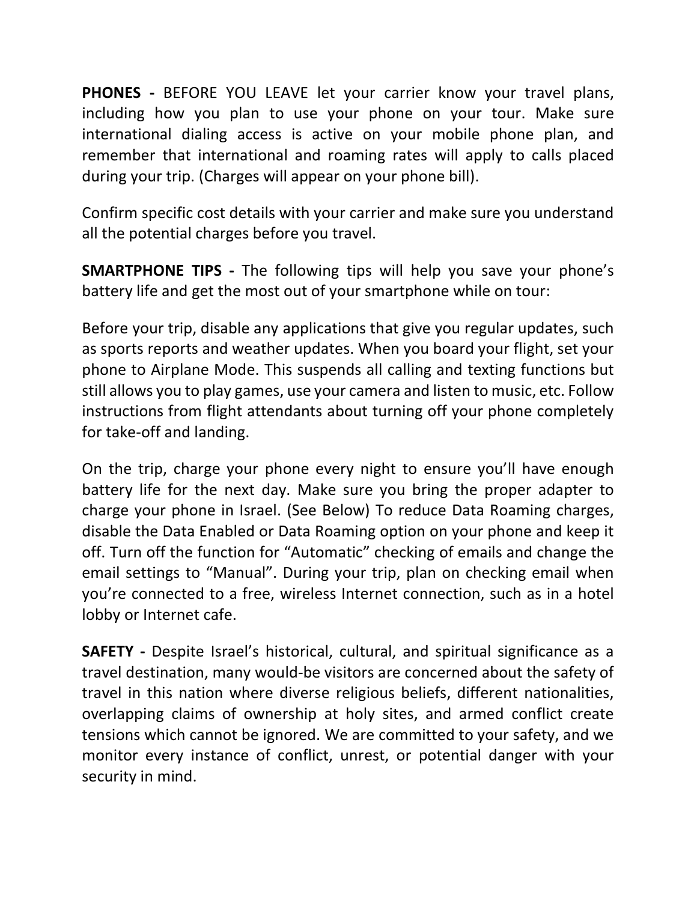**PHONES -** BEFORE YOU LEAVE let your carrier know your travel plans, including how you plan to use your phone on your tour. Make sure international dialing access is active on your mobile phone plan, and remember that international and roaming rates will apply to calls placed during your trip. (Charges will appear on your phone bill).

Confirm specific cost details with your carrier and make sure you understand all the potential charges before you travel.

**SMARTPHONE TIPS -** The following tips will help you save your phone's battery life and get the most out of your smartphone while on tour:

Before your trip, disable any applications that give you regular updates, such as sports reports and weather updates. When you board your flight, set your phone to Airplane Mode. This suspends all calling and texting functions but still allows you to play games, use your camera and listen to music, etc. Follow instructions from flight attendants about turning off your phone completely for take-off and landing.

On the trip, charge your phone every night to ensure you'll have enough battery life for the next day. Make sure you bring the proper adapter to charge your phone in Israel. (See Below) To reduce Data Roaming charges, disable the Data Enabled or Data Roaming option on your phone and keep it off. Turn off the function for "Automatic" checking of emails and change the email settings to "Manual". During your trip, plan on checking email when you're connected to a free, wireless Internet connection, such as in a hotel lobby or Internet cafe.

**SAFETY -** Despite Israel's historical, cultural, and spiritual significance as a travel destination, many would-be visitors are concerned about the safety of travel in this nation where diverse religious beliefs, different nationalities, overlapping claims of ownership at holy sites, and armed conflict create tensions which cannot be ignored. We are committed to your safety, and we monitor every instance of conflict, unrest, or potential danger with your security in mind.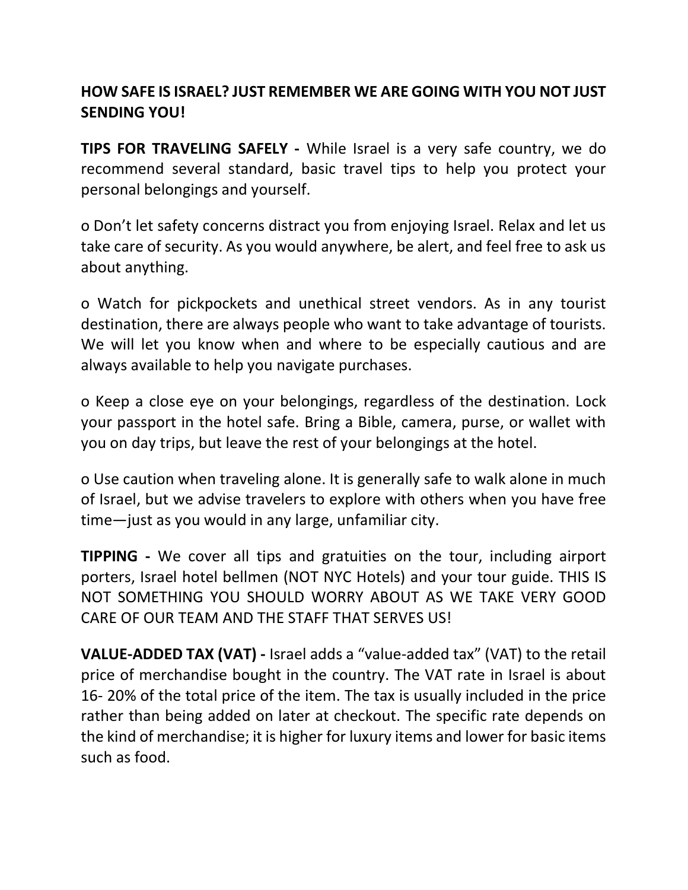**HOW SAFE IS ISRAEL? JUST REMEMBER WE ARE GOING WITH YOU NOT JUST SENDING YOU!**

**TIPS FOR TRAVELING SAFELY -** While Israel is a very safe country, we do recommend several standard, basic travel tips to help you protect your personal belongings and yourself.

- Don't let safety concerns distract you from enjoying Israel. Relax and let us take care of security. As you would anywhere, be alert, and feel free to ask us about anything.

- Watch for pickpockets and unethical street vendors. As in any tourist destination, there are always people who want to take advantage of tourists. We will let you know when and where to be especially cautious and are always available to help you navigate purchases.

- Keep a close eye on your belongings, regardless of the destination. Lock your passport in the hotel safe. Bring a Bible, camera, purse, or wallet with you on day trips, but leave the rest of your belongings at the hotel.

- Use caution when traveling alone. It is generally safe to walk alone in much of Israel, but we advise travelers to explore with others when you have free time—just as you would in any large, unfamiliar city.

**TIPPING -** We cover all tips and gratuities on the tour, including airport porters, Israel hotel bellmen (NOT NYC Hotels) and your tour guide. THIS IS NOT SOMETHING YOU SHOULD WORRY ABOUT AS WE TAKE VERY GOOD CARE OF OUR TEAM AND THE STAFF THAT SERVES US!

**VALUE-ADDED TAX (VAT) -** Israel adds a "value-added tax" (VAT) to the retail price of merchandise bought in the country. The VAT rate in Israel is about 16- 20% of the total price of the item. The tax is usually included in the price rather than being added on later at checkout. The specific rate depends on the kind of merchandise; it is higher for luxury items and lower for basic items such as food.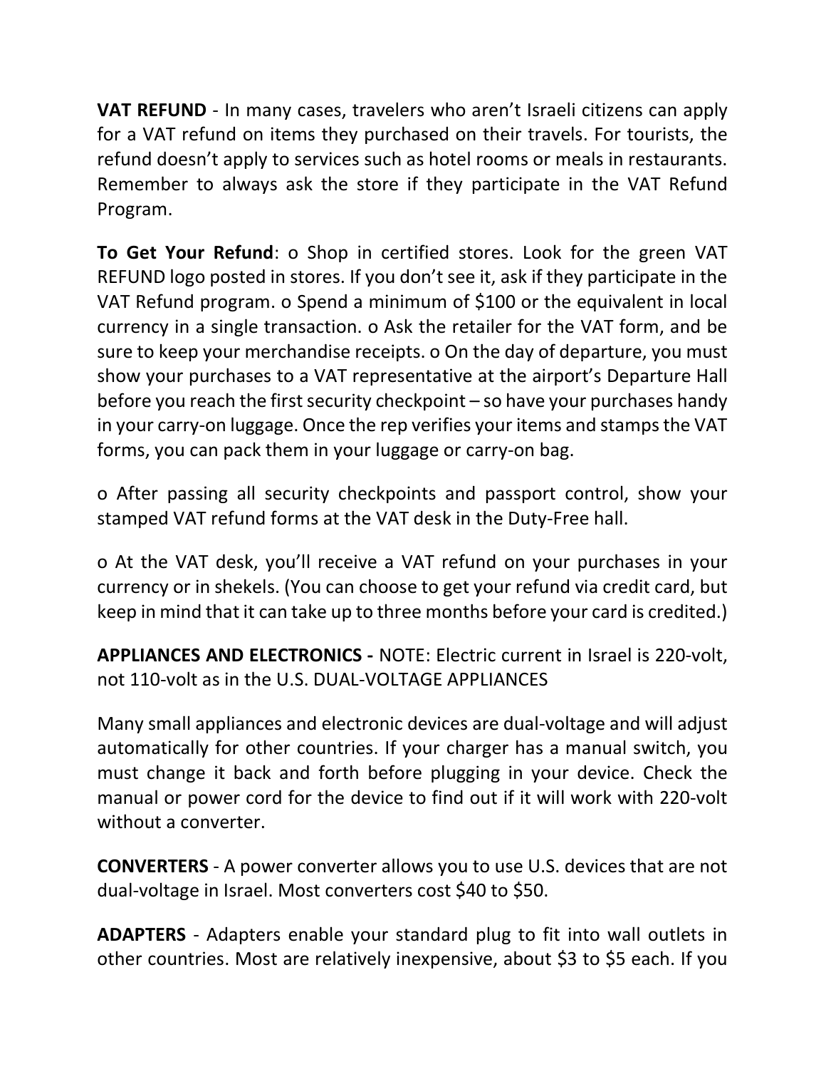**VAT REFUND** - In many cases, travelers who aren't Israeli citizens can apply for a VAT refund on items they purchased on their travels. For tourists, the refund doesn't apply to services such as hotel rooms or meals in restaurants. Remember to always ask the store if they participate in the VAT Refund Program.

**To Get Your Refund**: o Shop in certified stores. Look for the green VAT REFUND logo posted in stores. If you don't see it, ask if they participate in the VAT Refund program. o Spend a minimum of $100 or the equivalent in local currency in a single transaction. o Ask the retailer for the VAT form, and be sure to keep your merchandise receipts. o On the day of departure, you must show your purchases to a VAT representative at the airport's Departure Hall before you reach the first security checkpoint – so have your purchases handy in your carry-on luggage. Once the rep verifies your items and stamps the VAT forms, you can pack them in your luggage or carry-on bag.

o After passing all security checkpoints and passport control, show your stamped VAT refund forms at the VAT desk in the Duty-Free hall.

o At the VAT desk, you'll receive a VAT refund on your purchases in your currency or in shekels. (You can choose to get your refund via credit card, but keep in mind that it can take up to three months before your card is credited.)

**APPLIANCES AND ELECTRONICS -** NOTE: Electric current in Israel is 220-volt, not 110-volt as in the U.S. DUAL-VOLTAGE APPLIANCES

Many small appliances and electronic devices are dual-voltage and will adjust automatically for other countries. If your charger has a manual switch, you must change it back and forth before plugging in your device. Check the manual or power cord for the device to find out if it will work with 220-volt without a converter.

**CONVERTERS** - A power converter allows you to use U.S. devices that are not dual-voltage in Israel. Most converters cost $40 to $50.

**ADAPTERS** - Adapters enable your standard plug to fit into wall outlets in other countries. Most are relatively inexpensive, about $3 to $5 each. If you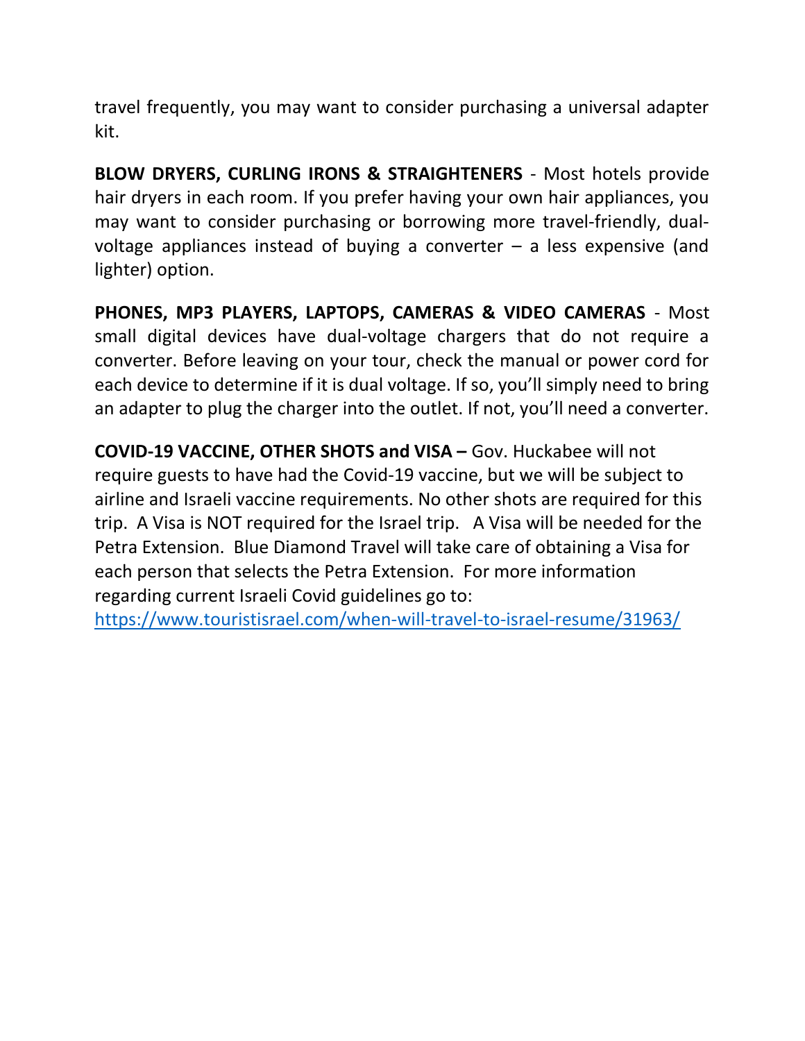travel frequently, you may want to consider purchasing a universal adapter kit.

**BLOW DRYERS, CURLING IRONS & STRAIGHTENERS** - Most hotels provide hair dryers in each room. If you prefer having your own hair appliances, you may want to consider purchasing or borrowing more travel-friendly, dual-voltage appliances instead of buying a converter – a less expensive (and lighter) option.

**PHONES, MP3 PLAYERS, LAPTOPS, CAMERAS & VIDEO CAMERAS** - Most small digital devices have dual-voltage chargers that do not require a converter. Before leaving on your tour, check the manual or power cord for each device to determine if it is dual voltage. If so, you'll simply need to bring an adapter to plug the charger into the outlet. If not, you'll need a converter.

**COVID-19 VACCINE, OTHER SHOTS and VISA –** Gov. Huckabee will not require guests to have had the Covid-19 vaccine, but we will be subject to airline and Israeli vaccine requirements. No other shots are required for this trip. A Visa is NOT required for the Israel trip. A Visa will be needed for the Petra Extension. Blue Diamond Travel will take care of obtaining a Visa for each person that selects the Petra Extension. For more information regarding current Israeli Covid guidelines go to: https://www.touristisrael.com/when-will-travel-to-israel-resume/31963/